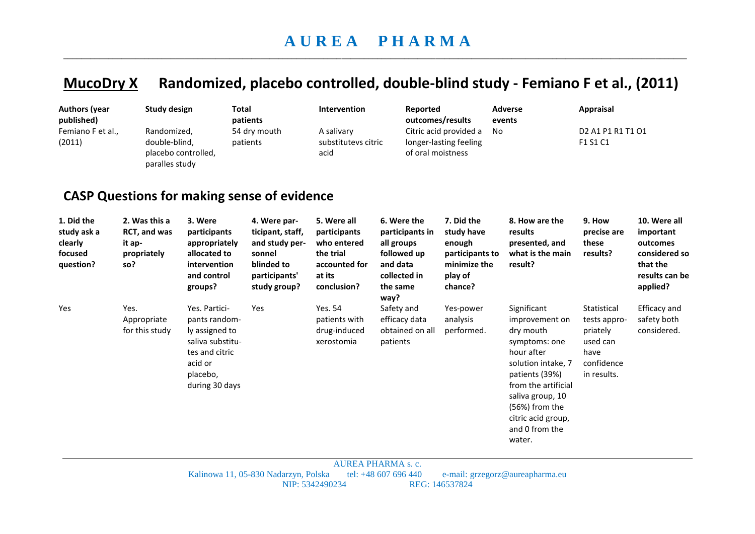# AUREA PHARMA

## MucoDry X  Randomized, placebo controlled, double-blind study - Femiano F et al., (2011)

| Authors (year published) | Study design | Total patients | Intervention | Reported outcomes/results | Adverse events | Appraisal |
|---|---|---|---|---|---|---|
| Femiano F et al., (2011) | Randomized, double-blind, placebo controlled, paralles study | 54 dry mouth patients | A salivary substitutevs citric acid | Citric acid provided a longer-lasting feeling of oral moistness | No | D2 A1 P1 R1 T1 O1 F1 S1 C1 |

## CASP Questions for making sense of evidence

| 1. Did the study ask a clearly focused question? | 2. Was this a RCT, and was it appropriately so? | 3. Were participants appropriately allocated to intervention and control groups? | 4. Were participant, staff, and study personnel blinded to participants' study group? | 5. Were all participants who entered the trial accounted for at its conclusion? | 6. Were the participants in all groups followed up and data collected in the same way? | 7. Did the study have enough participants to minimize the play of chance? | 8. How are the results presented, and what is the main result? | 9. How precise are these results? | 10. Were all important outcomes considered so that the results can be applied? |
|---|---|---|---|---|---|---|---|---|---|
| Yes | Yes. Appropriate for this study | Yes. Participants randomly assigned to saliva substitutes and citric acid or placebo, during 30 days | Yes | Yes. 54 patients with drug-induced xerostomia | Safety and efficacy data obtained on all patients | Yes-power analysis performed. | Significant improvement on dry mouth symptoms: one hour after solution intake, 7 patients (39%) from the artificial saliva group, 10 (56%) from the citric acid group, and 0 from the water. | Statistical tests appropriately used can have confidence in results. | Efficacy and safety both considered. |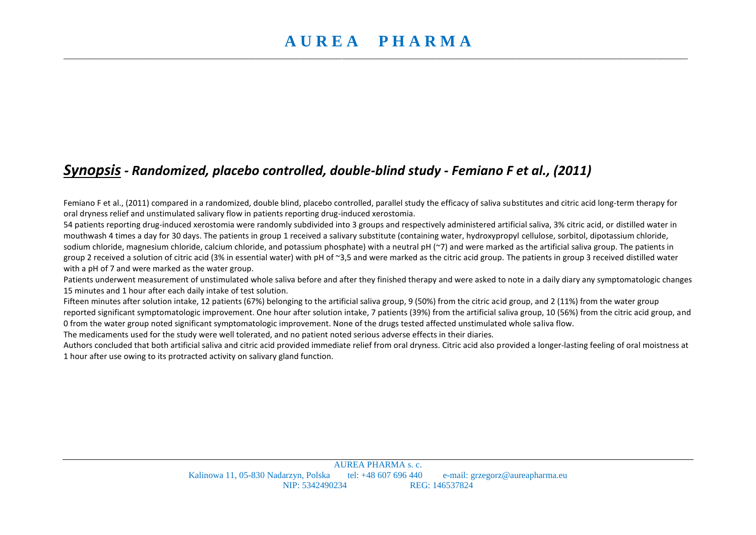## ***Synopsis* - Randomized, placebo controlled, double-blind study - Femiano F et al., (2011)**

Femiano F et al., (2011) compared in a randomized, double blind, placebo controlled, parallel study the efficacy of saliva substitutes and citric acid long-term therapy for oral dryness relief and unstimulated salivary flow in patients reporting drug-induced xerostomia.

54 patients reporting drug-induced xerostomia were randomly subdivided into 3 groups and respectively administered artificial saliva, 3% citric acid, or distilled water in mouthwash 4 times a day for 30 days. The patients in group 1 received a salivary substitute (containing water, hydroxypropyl cellulose, sorbitol, dipotassium chloride, sodium chloride, magnesium chloride, calcium chloride, and potassium phosphate) with a neutral pH (~7) and were marked as the artificial saliva group. The patients in group 2 received a solution of citric acid (3% in essential water) with pH of ~3,5 and were marked as the citric acid group. The patients in group 3 received distilled water with a pH of 7 and were marked as the water group.

Patients underwent measurement of unstimulated whole saliva before and after they finished therapy and were asked to note in a daily diary any symptomatologic changes 15 minutes and 1 hour after each daily intake of test solution.

Fifteen minutes after solution intake, 12 patients (67%) belonging to the artificial saliva group, 9 (50%) from the citric acid group, and 2 (11%) from the water group reported significant symptomatologic improvement. One hour after solution intake, 7 patients (39%) from the artificial saliva group, 10 (56%) from the citric acid group, and 0 from the water group noted significant symptomatologic improvement. None of the drugs tested affected unstimulated whole saliva flow.

The medicaments used for the study were well tolerated, and no patient noted serious adverse effects in their diaries.

Authors concluded that both artificial saliva and citric acid provided immediate relief from oral dryness. Citric acid also provided a longer-lasting feeling of oral moistness at 1 hour after use owing to its protracted activity on salivary gland function.